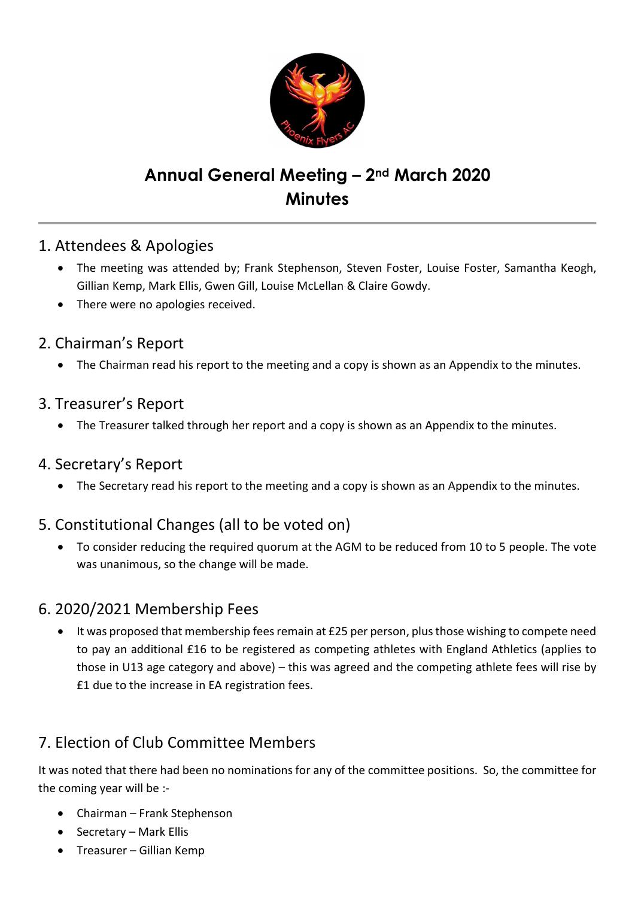# Annual General Meeting – 2nd March 2020
# Minutes

## 1. Attendees & Apologies

- The meeting was attended by; Frank Stephenson, Steven Foster, Louise Foster, Samantha Keogh, Gillian Kemp, Mark Ellis, Gwen Gill, Louise McLellan & Claire Gowdy.
- There were no apologies received.

## 2. Chairman's Report

- The Chairman read his report to the meeting and a copy is shown as an Appendix to the minutes.

## 3. Treasurer's Report

- The Treasurer talked through her report and a copy is shown as an Appendix to the minutes.

## 4. Secretary's Report

- The Secretary read his report to the meeting and a copy is shown as an Appendix to the minutes.

## 5. Constitutional Changes (all to be voted on)

- To consider reducing the required quorum at the AGM to be reduced from 10 to 5 people. The vote was unanimous, so the change will be made.

## 6. 2020/2021 Membership Fees

- It was proposed that membership fees remain at £25 per person, plus those wishing to compete need to pay an additional £16 to be registered as competing athletes with England Athletics (applies to those in U13 age category and above) – this was agreed and the competing athlete fees will rise by £1 due to the increase in EA registration fees.

## 7. Election of Club Committee Members

It was noted that there had been no nominations for any of the committee positions. So, the committee for the coming year will be :-

- Chairman – Frank Stephenson
- Secretary – Mark Ellis
- Treasurer – Gillian Kemp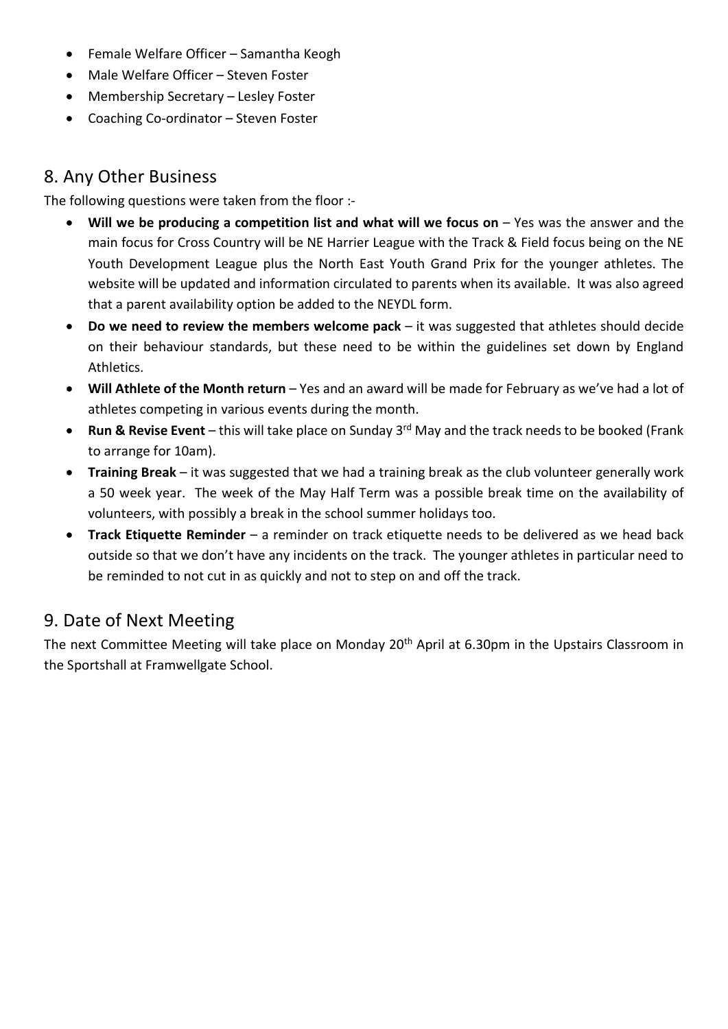- Female Welfare Officer – Samantha Keogh
- Male Welfare Officer – Steven Foster
- Membership Secretary – Lesley Foster
- Coaching Co-ordinator – Steven Foster

## 8. Any Other Business

The following questions were taken from the floor :-

- **Will we be producing a competition list and what will we focus on** – Yes was the answer and the main focus for Cross Country will be NE Harrier League with the Track & Field focus being on the NE Youth Development League plus the North East Youth Grand Prix for the younger athletes. The website will be updated and information circulated to parents when its available. It was also agreed that a parent availability option be added to the NEYDL form.
- **Do we need to review the members welcome pack** – it was suggested that athletes should decide on their behaviour standards, but these need to be within the guidelines set down by England Athletics.
- **Will Athlete of the Month return** – Yes and an award will be made for February as we've had a lot of athletes competing in various events during the month.
- **Run & Revise Event** – this will take place on Sunday 3rd May and the track needs to be booked (Frank to arrange for 10am).
- **Training Break** – it was suggested that we had a training break as the club volunteer generally work a 50 week year. The week of the May Half Term was a possible break time on the availability of volunteers, with possibly a break in the school summer holidays too.
- **Track Etiquette Reminder** – a reminder on track etiquette needs to be delivered as we head back outside so that we don't have any incidents on the track. The younger athletes in particular need to be reminded to not cut in as quickly and not to step on and off the track.

## 9. Date of Next Meeting

The next Committee Meeting will take place on Monday 20th April at 6.30pm in the Upstairs Classroom in the Sportshall at Framwellgate School.